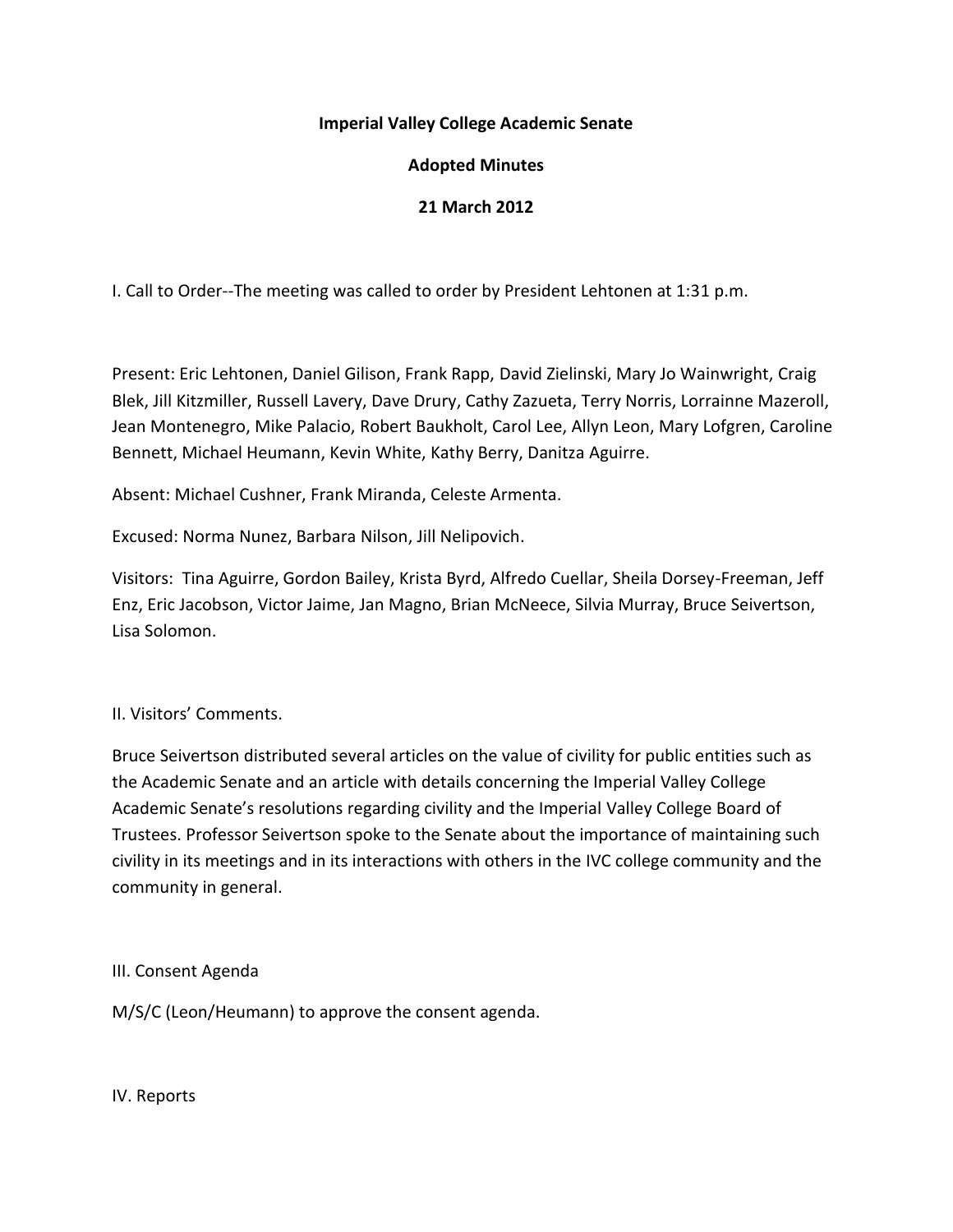**Imperial Valley College Academic Senate**

**Adopted Minutes**

**21 March 2012**

I. Call to Order--The meeting was called to order by President Lehtonen at 1:31 p.m.

Present: Eric Lehtonen, Daniel Gilison, Frank Rapp, David Zielinski, Mary Jo Wainwright, Craig Blek, Jill Kitzmiller, Russell Lavery, Dave Drury, Cathy Zazueta, Terry Norris, Lorrainne Mazeroll, Jean Montenegro, Mike Palacio, Robert Baukholt, Carol Lee, Allyn Leon, Mary Lofgren, Caroline Bennett, Michael Heumann, Kevin White, Kathy Berry, Danitza Aguirre.

Absent: Michael Cushner, Frank Miranda, Celeste Armenta.

Excused: Norma Nunez, Barbara Nilson, Jill Nelipovich.

Visitors: Tina Aguirre, Gordon Bailey, Krista Byrd, Alfredo Cuellar, Sheila Dorsey-Freeman, Jeff Enz, Eric Jacobson, Victor Jaime, Jan Magno, Brian McNeece, Silvia Murray, Bruce Seivertson, Lisa Solomon.

II. Visitors' Comments.

Bruce Seivertson distributed several articles on the value of civility for public entities such as the Academic Senate and an article with details concerning the Imperial Valley College Academic Senate's resolutions regarding civility and the Imperial Valley College Board of Trustees. Professor Seivertson spoke to the Senate about the importance of maintaining such civility in its meetings and in its interactions with others in the IVC college community and the community in general.

III. Consent Agenda

M/S/C (Leon/Heumann) to approve the consent agenda.

IV. Reports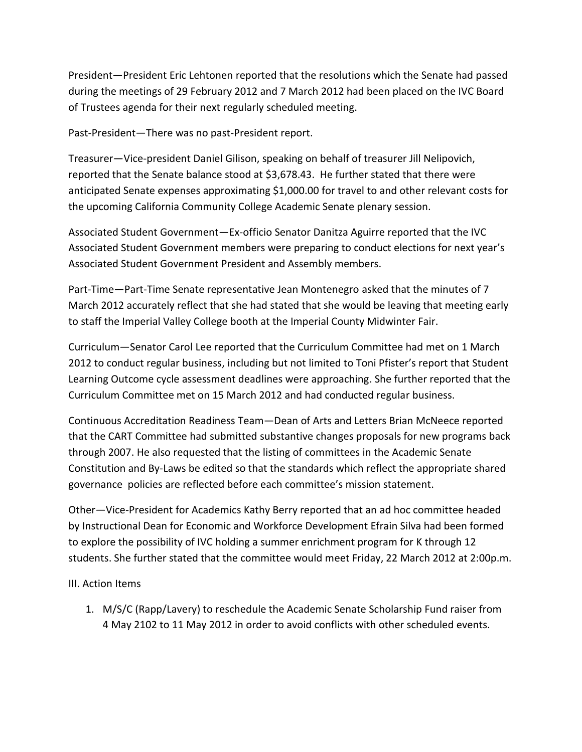President—President Eric Lehtonen reported that the resolutions which the Senate had passed during the meetings of 29 February 2012 and 7 March 2012 had been placed on the IVC Board of Trustees agenda for their next regularly scheduled meeting.

Past-President—There was no past-President report.

Treasurer—Vice-president Daniel Gilison, speaking on behalf of treasurer Jill Nelipovich, reported that the Senate balance stood at $3,678.43. He further stated that there were anticipated Senate expenses approximating $1,000.00 for travel to and other relevant costs for the upcoming California Community College Academic Senate plenary session.

Associated Student Government—Ex-officio Senator Danitza Aguirre reported that the IVC Associated Student Government members were preparing to conduct elections for next year's Associated Student Government President and Assembly members.

Part-Time—Part-Time Senate representative Jean Montenegro asked that the minutes of 7 March 2012 accurately reflect that she had stated that she would be leaving that meeting early to staff the Imperial Valley College booth at the Imperial County Midwinter Fair.

Curriculum—Senator Carol Lee reported that the Curriculum Committee had met on 1 March 2012 to conduct regular business, including but not limited to Toni Pfister's report that Student Learning Outcome cycle assessment deadlines were approaching. She further reported that the Curriculum Committee met on 15 March 2012 and had conducted regular business.

Continuous Accreditation Readiness Team—Dean of Arts and Letters Brian McNeece reported that the CART Committee had submitted substantive changes proposals for new programs back through 2007. He also requested that the listing of committees in the Academic Senate Constitution and By-Laws be edited so that the standards which reflect the appropriate shared governance policies are reflected before each committee's mission statement.

Other—Vice-President for Academics Kathy Berry reported that an ad hoc committee headed by Instructional Dean for Economic and Workforce Development Efrain Silva had been formed to explore the possibility of IVC holding a summer enrichment program for K through 12 students. She further stated that the committee would meet Friday, 22 March 2012 at 2:00p.m.

III. Action Items

1. M/S/C (Rapp/Lavery) to reschedule the Academic Senate Scholarship Fund raiser from 4 May 2102 to 11 May 2012 in order to avoid conflicts with other scheduled events.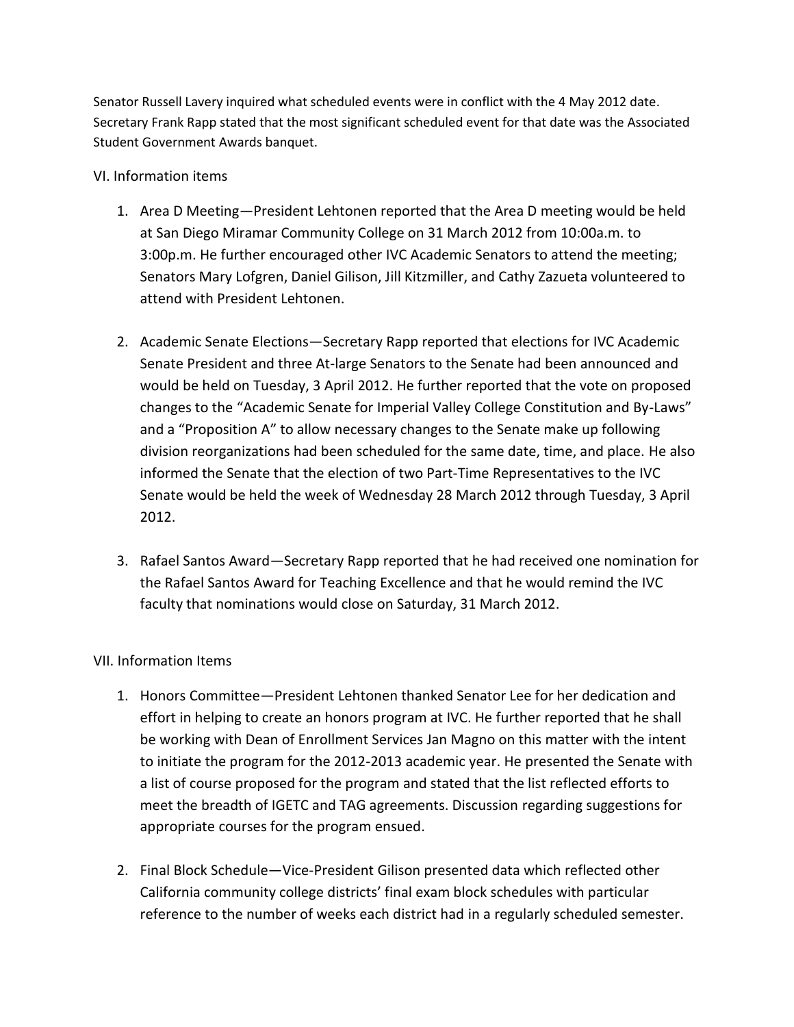Senator Russell Lavery inquired what scheduled events were in conflict with the 4 May 2012 date. Secretary Frank Rapp stated that the most significant scheduled event for that date was the Associated Student Government Awards banquet.

VI. Information items

1. Area D Meeting—President Lehtonen reported that the Area D meeting would be held at San Diego Miramar Community College on 31 March 2012 from 10:00a.m. to 3:00p.m. He further encouraged other IVC Academic Senators to attend the meeting; Senators Mary Lofgren, Daniel Gilison, Jill Kitzmiller, and Cathy Zazueta volunteered to attend with President Lehtonen.

2. Academic Senate Elections—Secretary Rapp reported that elections for IVC Academic Senate President and three At-large Senators to the Senate had been announced and would be held on Tuesday, 3 April 2012. He further reported that the vote on proposed changes to the "Academic Senate for Imperial Valley College Constitution and By-Laws" and a "Proposition A" to allow necessary changes to the Senate make up following division reorganizations had been scheduled for the same date, time, and place. He also informed the Senate that the election of two Part-Time Representatives to the IVC Senate would be held the week of Wednesday 28 March 2012 through Tuesday, 3 April 2012.

3. Rafael Santos Award—Secretary Rapp reported that he had received one nomination for the Rafael Santos Award for Teaching Excellence and that he would remind the IVC faculty that nominations would close on Saturday, 31 March 2012.

VII. Information Items

1. Honors Committee—President Lehtonen thanked Senator Lee for her dedication and effort in helping to create an honors program at IVC. He further reported that he shall be working with Dean of Enrollment Services Jan Magno on this matter with the intent to initiate the program for the 2012-2013 academic year. He presented the Senate with a list of course proposed for the program and stated that the list reflected efforts to meet the breadth of IGETC and TAG agreements. Discussion regarding suggestions for appropriate courses for the program ensued.

2. Final Block Schedule—Vice-President Gilison presented data which reflected other California community college districts' final exam block schedules with particular reference to the number of weeks each district had in a regularly scheduled semester.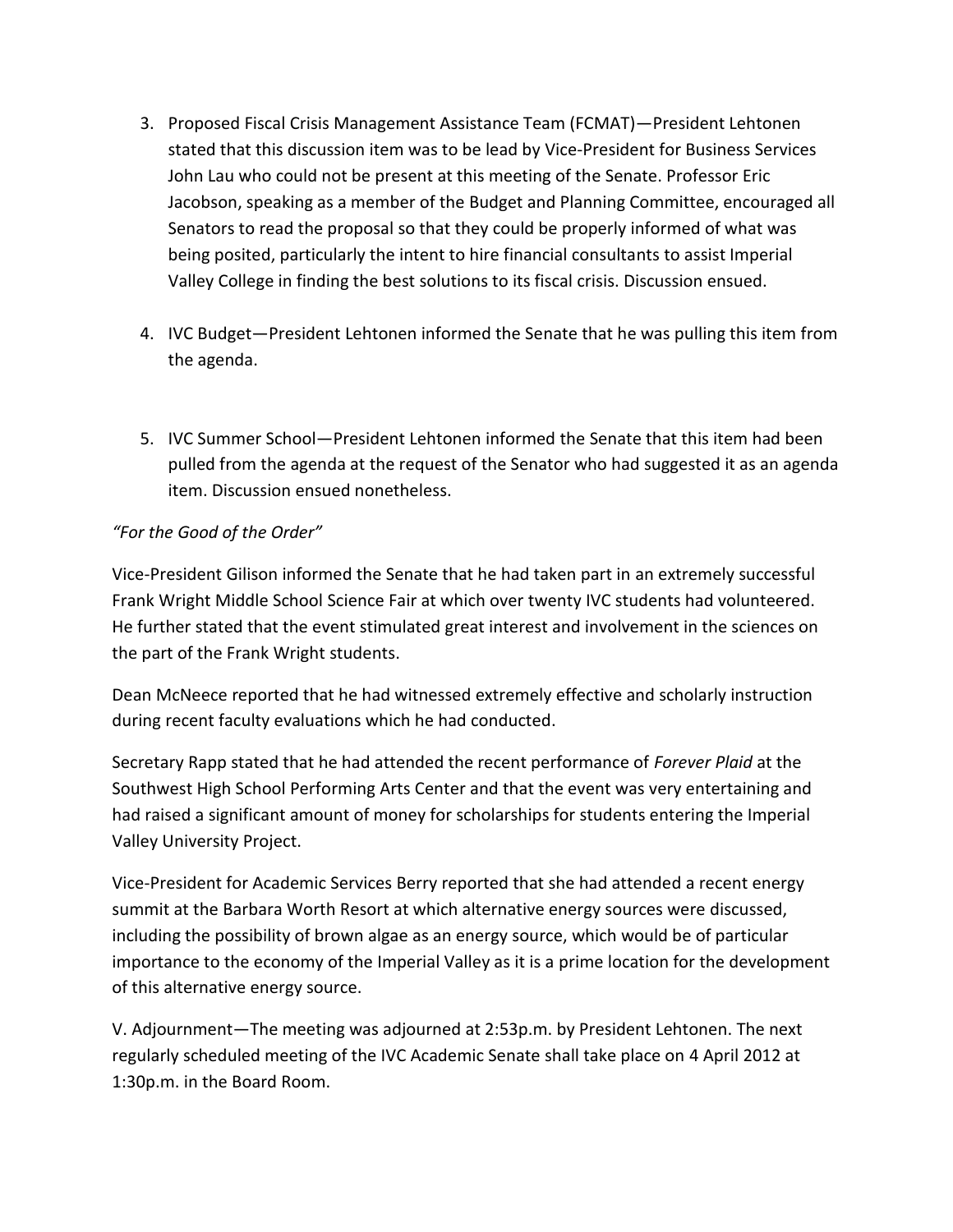3. Proposed Fiscal Crisis Management Assistance Team (FCMAT)—President Lehtonen stated that this discussion item was to be lead by Vice-President for Business Services John Lau who could not be present at this meeting of the Senate. Professor Eric Jacobson, speaking as a member of the Budget and Planning Committee, encouraged all Senators to read the proposal so that they could be properly informed of what was being posited, particularly the intent to hire financial consultants to assist Imperial Valley College in finding the best solutions to its fiscal crisis. Discussion ensued.

4. IVC Budget—President Lehtonen informed the Senate that he was pulling this item from the agenda.

5. IVC Summer School—President Lehtonen informed the Senate that this item had been pulled from the agenda at the request of the Senator who had suggested it as an agenda item. Discussion ensued nonetheless.

*"For the Good of the Order"*

Vice-President Gilison informed the Senate that he had taken part in an extremely successful Frank Wright Middle School Science Fair at which over twenty IVC students had volunteered. He further stated that the event stimulated great interest and involvement in the sciences on the part of the Frank Wright students.

Dean McNeece reported that he had witnessed extremely effective and scholarly instruction during recent faculty evaluations which he had conducted.

Secretary Rapp stated that he had attended the recent performance of *Forever Plaid* at the Southwest High School Performing Arts Center and that the event was very entertaining and had raised a significant amount of money for scholarships for students entering the Imperial Valley University Project.

Vice-President for Academic Services Berry reported that she had attended a recent energy summit at the Barbara Worth Resort at which alternative energy sources were discussed, including the possibility of brown algae as an energy source, which would be of particular importance to the economy of the Imperial Valley as it is a prime location for the development of this alternative energy source.

V. Adjournment—The meeting was adjourned at 2:53p.m. by President Lehtonen. The next regularly scheduled meeting of the IVC Academic Senate shall take place on 4 April 2012 at 1:30p.m. in the Board Room.